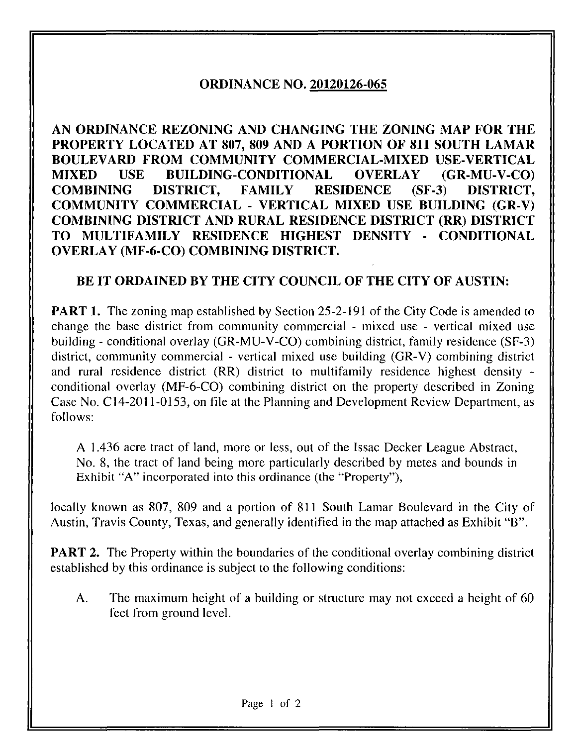# ORDINANCE NO. 20120126-065

## AN ORDINANCE REZONING AND CHANGING THE ZONING MAP FOR THE PROPERTY LOCATED AT 807, 809 AND A PORTION OF 811 SOUTH LAMAR BOULEVARD FROM COMMUNITY COMMERCIAL-MIXED USE-VERTICAL MIXED USE BUILDING-CONDITIONAL OVERLAY (GR-MU-V-CO) COMBINING DISTRICT, FAMILY RESIDENCE (SF-3) DISTRICT, COMMUNITY COMMERCIAL - VERTICAL MIXED USE BUILDING (GR-V) COMBINING DISTRICT AND RURAL RESIDENCE DISTRICT (RR) DISTRICT TO MULTIFAMILY RESIDENCE HIGHEST DENSITY - CONDITIONAL OVERLAY (MF-6-CO) COMBINING DISTRICT.

**BE IT ORDAINED BY THE CITY COUNCIL OF THE CITY OF AUSTIN:**

**PART 1.** The zoning map established by Section 25-2-191 of the City Code is amended to change the base district from community commercial - mixed use - vertical mixed use building - conditional overlay (GR-MU-V-CO) combining district, family residence (SF-3) district, community commercial - vertical mixed use building (GR-V) combining district and rural residence district (RR) district to multifamily residence highest density - conditional overlay (MF-6-CO) combining district on the property described in Zoning Case No. C14-2011-0153, on file at the Planning and Development Review Department, as follows:

> A 1.436 acre tract of land, more or less, out of the Issac Decker League Abstract, No. 8, the tract of land being more particularly described by metes and bounds in Exhibit "A" incorporated into this ordinance (the "Property"),

locally known as 807, 809 and a portion of 811 South Lamar Boulevard in the City of Austin, Travis County, Texas, and generally identified in the map attached as Exhibit "B".

**PART 2.** The Property within the boundaries of the conditional overlay combining district established by this ordinance is subject to the following conditions:

A. The maximum height of a building or structure may not exceed a height of 60 feet from ground level.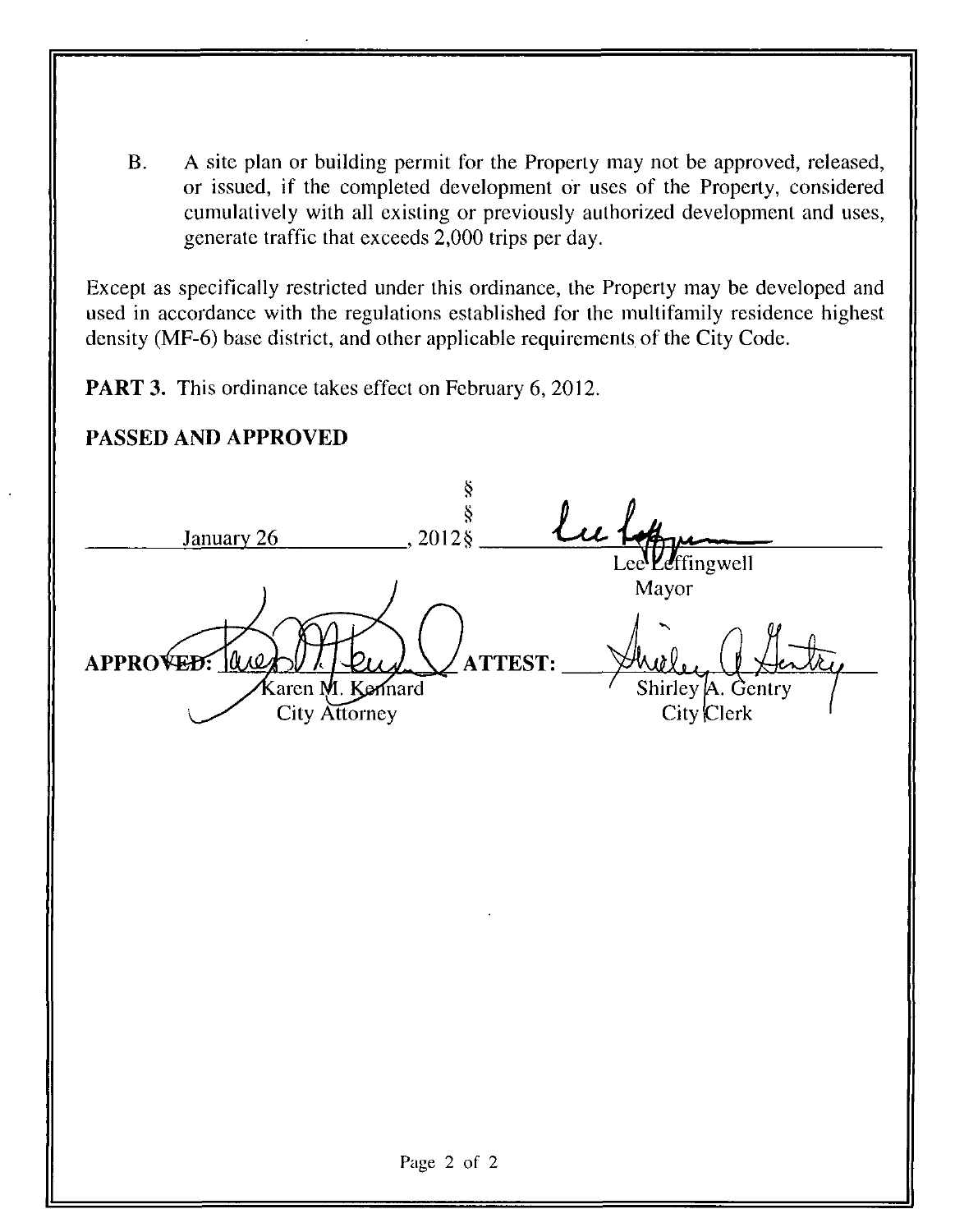B. A site plan or building permit for the Property may not be approved, released, or issued, if the completed development or uses of the Property, considered cumulatively with all existing or previously authorized development and uses, generate traffic that exceeds 2,000 trips per day.

Except as specifically restricted under this ordinance, the Property may be developed and used in accordance with the regulations established for the multifamily residence highest density (MF-6) base district, and other applicable requirements of the City Code.

**PART 3.** This ordinance takes effect on February 6, 2012.

**PASSED AND APPROVED**

§
§
January 26, 2012 §

Lee Leffingwell
Mayor

**APPROVED:** Karen M. Kennard
City Attorney

**ATTEST:** Shirley A. Gentry
City Clerk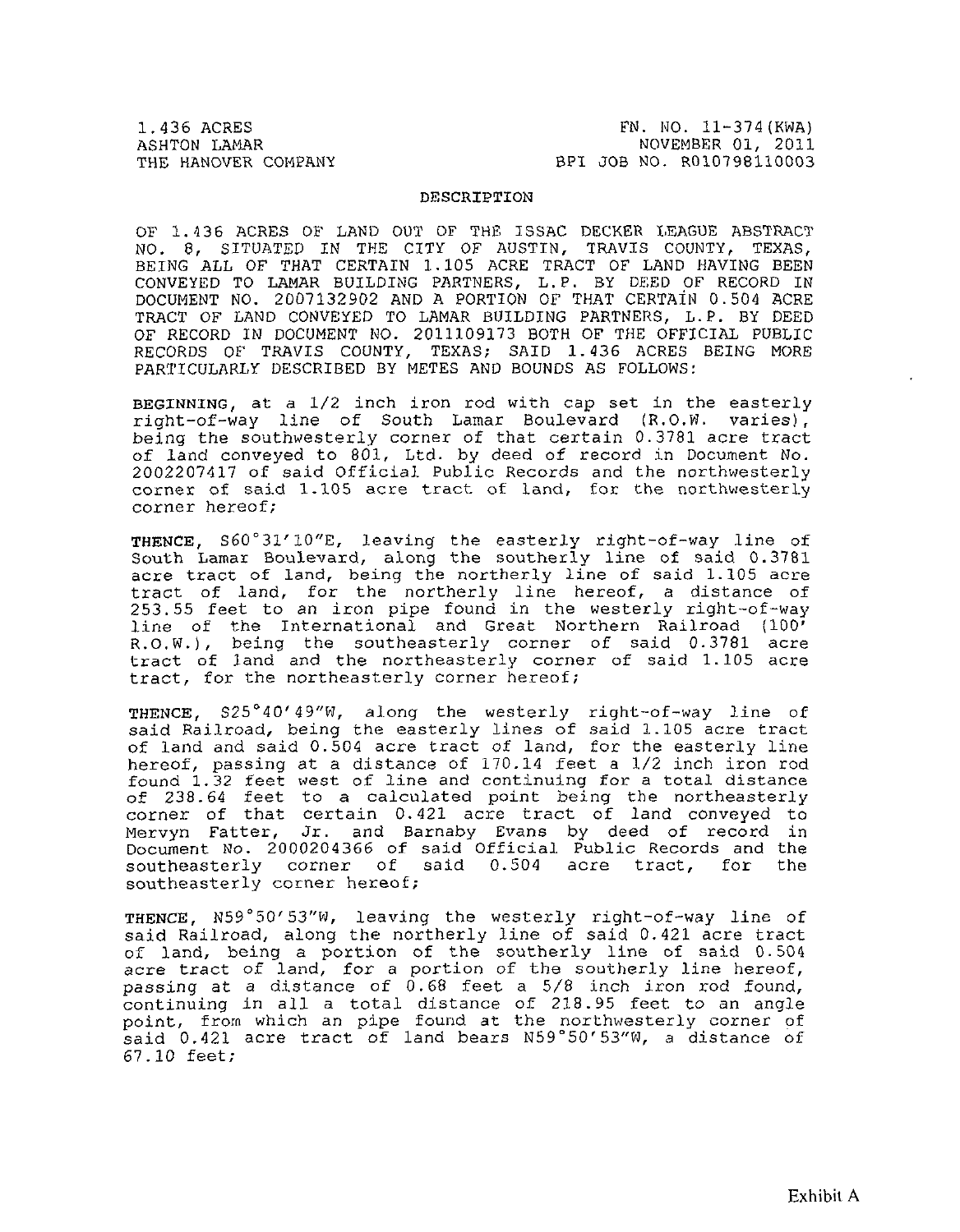1.436 ACRES
ASHTON LAMAR
THE HANOVER COMPANY

FN. NO. 11-374(KWA)
NOVEMBER 01, 2011
BPI JOB NO. R010798110003

## DESCRIPTION

OF 1.436 ACRES OF LAND OUT OF THE ISSAC DECKER LEAGUE ABSTRACT NO. 8, SITUATED IN THE CITY OF AUSTIN, TRAVIS COUNTY, TEXAS, BEING ALL OF THAT CERTAIN 1.105 ACRE TRACT OF LAND HAVING BEEN CONVEYED TO LAMAR BUILDING PARTNERS, L.P. BY DEED OF RECORD IN DOCUMENT NO. 2007132902 AND A PORTION OF THAT CERTAIN 0.504 ACRE TRACT OF LAND CONVEYED TO LAMAR BUILDING PARTNERS, L.P. BY DEED OF RECORD IN DOCUMENT NO. 2011109173 BOTH OF THE OFFICIAL PUBLIC RECORDS OF TRAVIS COUNTY, TEXAS; SAID 1.436 ACRES BEING MORE PARTICULARLY DESCRIBED BY METES AND BOUNDS AS FOLLOWS:

**BEGINNING**, at a 1/2 inch iron rod with cap set in the easterly right-of-way line of South Lamar Boulevard (R.O.W. varies), being the southwesterly corner of that certain 0.3781 acre tract of land conveyed to 801, Ltd. by deed of record in Document No. 2002207417 of said Official Public Records and the northwesterly corner of said 1.105 acre tract of land, for the northwesterly corner hereof;

**THENCE**, S60°31'10"E, leaving the easterly right-of-way line of South Lamar Boulevard, along the southerly line of said 0.3781 acre tract of land, being the northerly line of said 1.105 acre tract of land, for the northerly line hereof, a distance of 253.55 feet to an iron pipe found in the westerly right-of-way line of the International and Great Northern Railroad (100' R.O.W.), being the southeasterly corner of said 0.3781 acre tract of land and the northeasterly corner of said 1.105 acre tract, for the northeasterly corner hereof;

**THENCE**, S25°40'49"W, along the westerly right-of-way line of said Railroad, being the easterly lines of said 1.105 acre tract of land and said 0.504 acre tract of land, for the easterly line hereof, passing at a distance of 170.14 feet a 1/2 inch iron rod found 1.32 feet west of line and continuing for a total distance of 238.64 feet to a calculated point being the northeasterly corner of that certain 0.421 acre tract of land conveyed to Mervyn Fatter, Jr. and Barnaby Evans by deed of record in Document No. 2000204366 of said Official Public Records and the southeasterly corner of said 0.504 acre tract, for the southeasterly corner hereof;

**THENCE**, N59°50'53"W, leaving the westerly right-of-way line of said Railroad, along the northerly line of said 0.421 acre tract of land, being a portion of the southerly line of said 0.504 acre tract of land, for a portion of the southerly line hereof, passing at a distance of 0.68 feet a 5/8 inch iron rod found, continuing in all a total distance of 218.95 feet to an angle point, from which an pipe found at the northwesterly corner of said 0.421 acre tract of land bears N59°50'53"W, a distance of 67.10 feet;

Exhibit A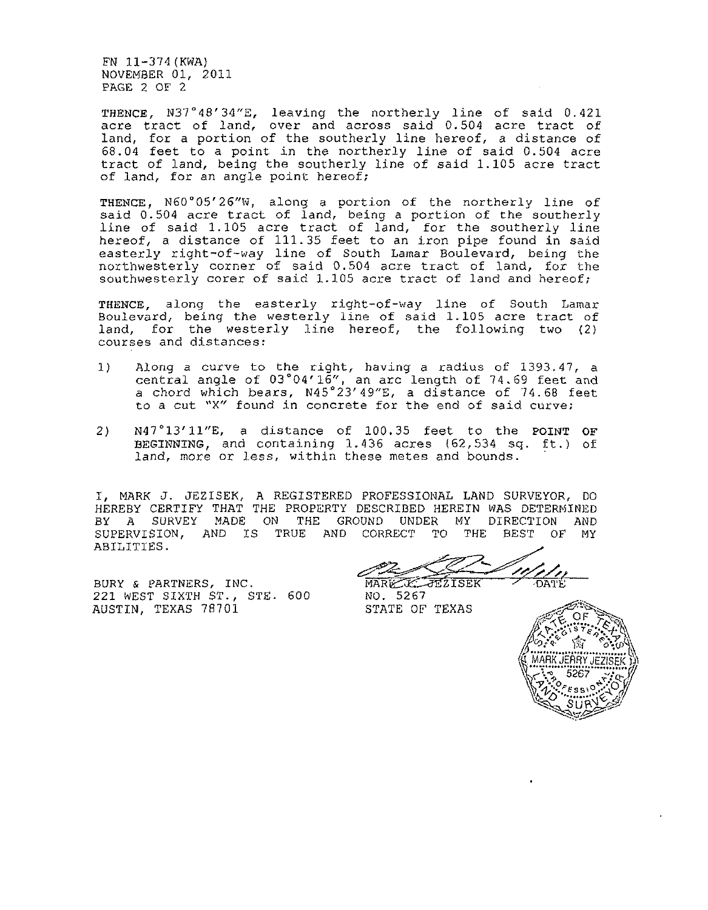FN 11-374(KWA)
NOVEMBER 01, 2011
PAGE 2 OF 2

**THENCE**, N37°48'34"E, leaving the northerly line of said 0.421 acre tract of land, over and across said 0.504 acre tract of land, for a portion of the southerly line hereof, a distance of 68.04 feet to a point in the northerly line of said 0.504 acre tract of land, being the southerly line of said 1.105 acre tract of land, for an angle point hereof;

**THENCE**, N60°05'26"W, along a portion of the northerly line of said 0.504 acre tract of land, being a portion of the southerly line of said 1.105 acre tract of land, for the southerly line hereof, a distance of 111.35 feet to an iron pipe found in said easterly right-of-way line of South Lamar Boulevard, being the northwesterly corner of said 0.504 acre tract of land, for the southwesterly corer of said 1.105 acre tract of land and hereof;

**THENCE**, along the easterly right-of-way line of South Lamar Boulevard, being the westerly line of said 1.105 acre tract of land, for the westerly line hereof, the following two (2) courses and distances:

1) Along a curve to the right, having a radius of 1393.47, a central angle of 03°04'16", an arc length of 74.69 feet and a chord which bears, N45°23'49"E, a distance of 74.68 feet to a cut "X" found in concrete for the end of said curve;

2) N47°13'11"E, a distance of 100.35 feet to the **POINT OF BEGINNING**, and containing 1.436 acres (62,534 sq. ft.) of land, more or less, within these metes and bounds.

I, MARK J. JEZISEK, A REGISTERED PROFESSIONAL LAND SURVEYOR, DO HEREBY CERTIFY THAT THE PROPERTY DESCRIBED HEREIN WAS DETERMINED BY A SURVEY MADE ON THE GROUND UNDER MY DIRECTION AND SUPERVISION, AND IS TRUE AND CORRECT TO THE BEST OF MY ABILITIES.

BURY & PARTNERS, INC.
221 WEST SIXTH ST., STE. 600
AUSTIN, TEXAS 78701

11/1/11
MARK J. JEZISEK DATE
NO. 5267
STATE OF TEXAS

STATE OF TEXAS
REGISTERED
MARK JERRY JEZISEK
5267
PROFESSIONAL
LAND SURVEYOR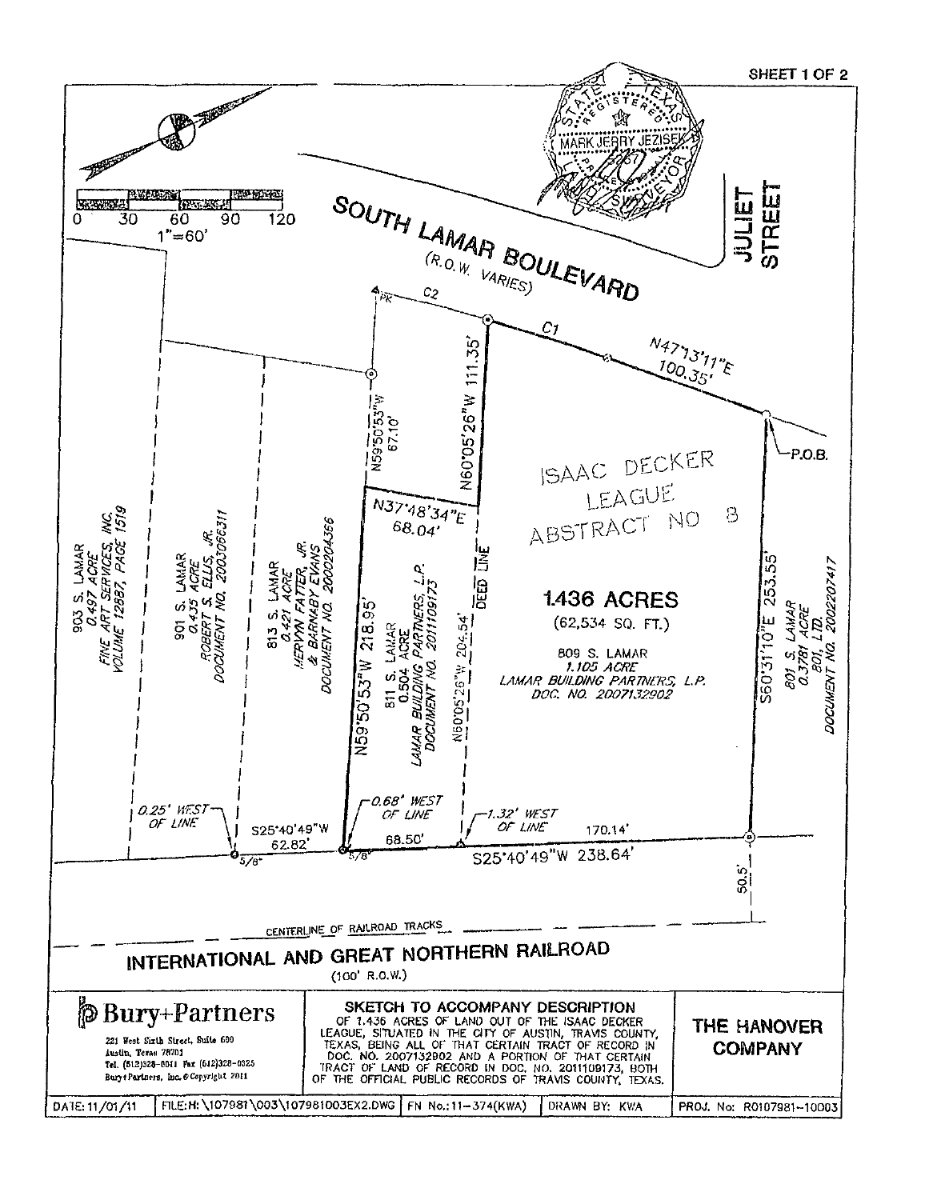SHEET 1 OF 2

STATE OF TEXAS
REGISTERED
MARK JERRY JEZISEK
PROFESSIONAL LAND SURVEYOR

0 30 60 90 120
1"=60'

SOUTH LAMAR BOULEVARD
(R.O.W. VARIES)

JULIET STREET

PK

C2

C1

N47°13'11"E
100.35'

P.O.B.

N59°50'53"W
67.10'

N60°05'26"W 111.35'

N37°48'34"E
68.04'

DEED LINE

ISAAC DECKER
LEAGUE
ABSTRACT NO 8

**1.436 ACRES**
(62,534 SQ. FT.)

809 S. LAMAR
1.105 ACRE
LAMAR BUILDING PARTNERS, L.P.
DOC. NO. 2007132902

903 S. LAMAR
0.497 ACRE
FINE ART SERVICES, INC.
VOLUME 12887, PAGE 1519

901 S. LAMAR
0.435 ACRE
ROBERT S. ELLIS, JR.
DOCUMENT NO. 2003066311

813 S. LAMAR
0.421 ACRE
MERVYN FATTER, JR.
& BARNABY EVANS
DOCUMENT NO. 2000204366

N59°50'53"W 218.95'

811 S. LAMAR
0.504 ACRE
LAMAR BUILDING PARTNERS, L.P.
DOCUMENT NO. 2011109173

N60°05'26"W 204.54'

S60°31'10"E 253.55'

801 S. LAMAR
0.3781 ACRE
801, LTD.
DOCUMENT NO. 2002207417

0.25' WEST OF LINE

0.68' WEST OF LINE

1.32' WEST OF LINE

S25°40'49"W
62.82'

5/8"

5/8"

68.50'

170.14'

S25°40'49"W 238.64'

50.5'

CENTERLINE OF RAILROAD TRACKS

INTERNATIONAL AND GREAT NORTHERN RAILROAD
(100' R.O.W.)

**Bury+Partners**
221 West Sixth Street, Suite 600
Austin, Texas 78701
Tel. (512)328-0011 Fax (512)328-0325
Bury+Partners, Inc. © Copyright 2011

**SKETCH TO ACCOMPANY DESCRIPTION**
OF 1.436 ACRES OF LAND OUT OF THE ISAAC DECKER LEAGUE, SITUATED IN THE CITY OF AUSTIN, TRAVIS COUNTY, TEXAS, BEING ALL OF THAT CERTAIN TRACT OF RECORD IN DOC. NO. 2007132902 AND A PORTION OF THAT CERTAIN TRACT OF LAND OF RECORD IN DOC. NO. 2011109173, BOTH OF THE OFFICIAL PUBLIC RECORDS OF TRAVIS COUNTY, TEXAS.

**THE HANOVER COMPANY**

| DATE: 11/01/11 | FILE: H:\107981\003\107981003EX2.DWG | FN No.: 11-374(KWA) | DRAWN BY: KWA | PROJ. No: R0107981-10003 |
|---|---|---|---|---|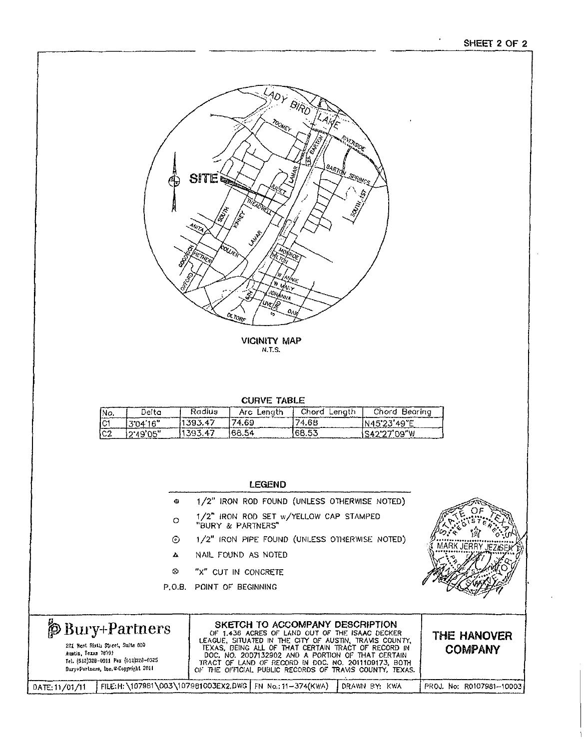VICINITY MAP
N.T.S.

CURVE TABLE

| No. | Delta | Radius | Arc Length | Chord Length | Chord Bearing |
|---|---|---|---|---|---|
| C1 | 3°04'16" | 1393.47 | 74.69 | 74.68 | N45°23'49"E |
| C2 | 2°49'05" | 1393.47 | 68.54 | 68.53 | S42°27'09"W |

LEGEND

- ⊕ 1/2" IRON ROD FOUND (UNLESS OTHERWISE NOTED)
- ○ 1/2" IRON ROD SET w/YELLOW CAP STAMPED "BURY & PARTNERS"
- ⊙ 1/2" IRON PIPE FOUND (UNLESS OTHERWISE NOTED)
- ▲ NAIL FOUND AS NOTED
- ⊗ "X" CUT IN CONCRETE
- P.O.B. POINT OF BEGINNING

STATE OF TEXAS REGISTERED MARK JERRY JEZISEK LAND SURVEYOR

**Bury+Partners**
221 West Sixth Street, Suite 600
Austin, Texas 78701
Tel. (512)328-0011 Fax (512)328-0325
Bury+Partners, Inc. © Copyright 2011

**SKETCH TO ACCOMPANY DESCRIPTION**
OF 1.436 ACRES OF LAND OUT OF THE ISAAC DECKER LEAGUE, SITUATED IN THE CITY OF AUSTIN, TRAVIS COUNTY, TEXAS, BEING ALL OF THAT CERTAIN TRACT OF RECORD IN DOC. NO. 2007132902 AND A PORTION OF THAT CERTAIN TRACT OF LAND OF RECORD IN DOC. NO. 2011109173, BOTH OF THE OFFICIAL PUBLIC RECORDS OF TRAVIS COUNTY, TEXAS.

**THE HANOVER COMPANY**

| DATE: 11/01/11 | FILE: H:\107981\003\107981003EX2.DWG | FN No.: 11-374(KWA) | DRAWN BY: KWA | PROJ. No: R0107981-10003 |
|---|---|---|---|---|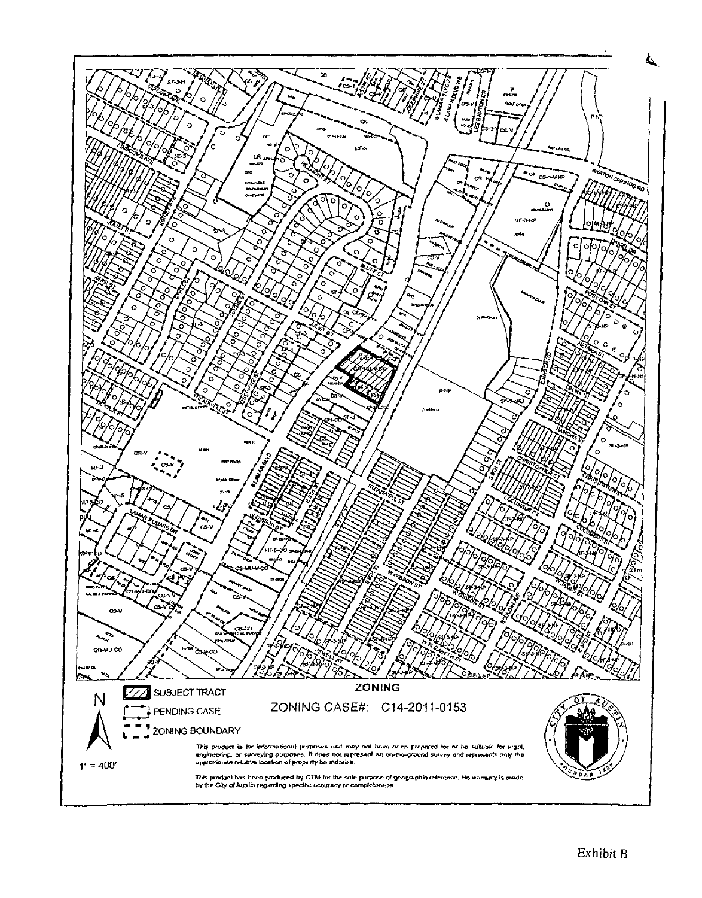ZONING

ZONING CASE#: C14-2011-0153

SUBJECT TRACT

PENDING CASE

ZONING BOUNDARY

N

1" = 400'

This product is for informational purposes and may not have been prepared for or be suitable for legal, engineering, or surveying purposes. It does not represent an on-the-ground survey and represents only the approximate relative location of property boundaries.

This product has been produced by CTM for the sole purpose of geographic reference. No warranty is made by the City of Austin regarding specific accuracy or completeness.

Exhibit B